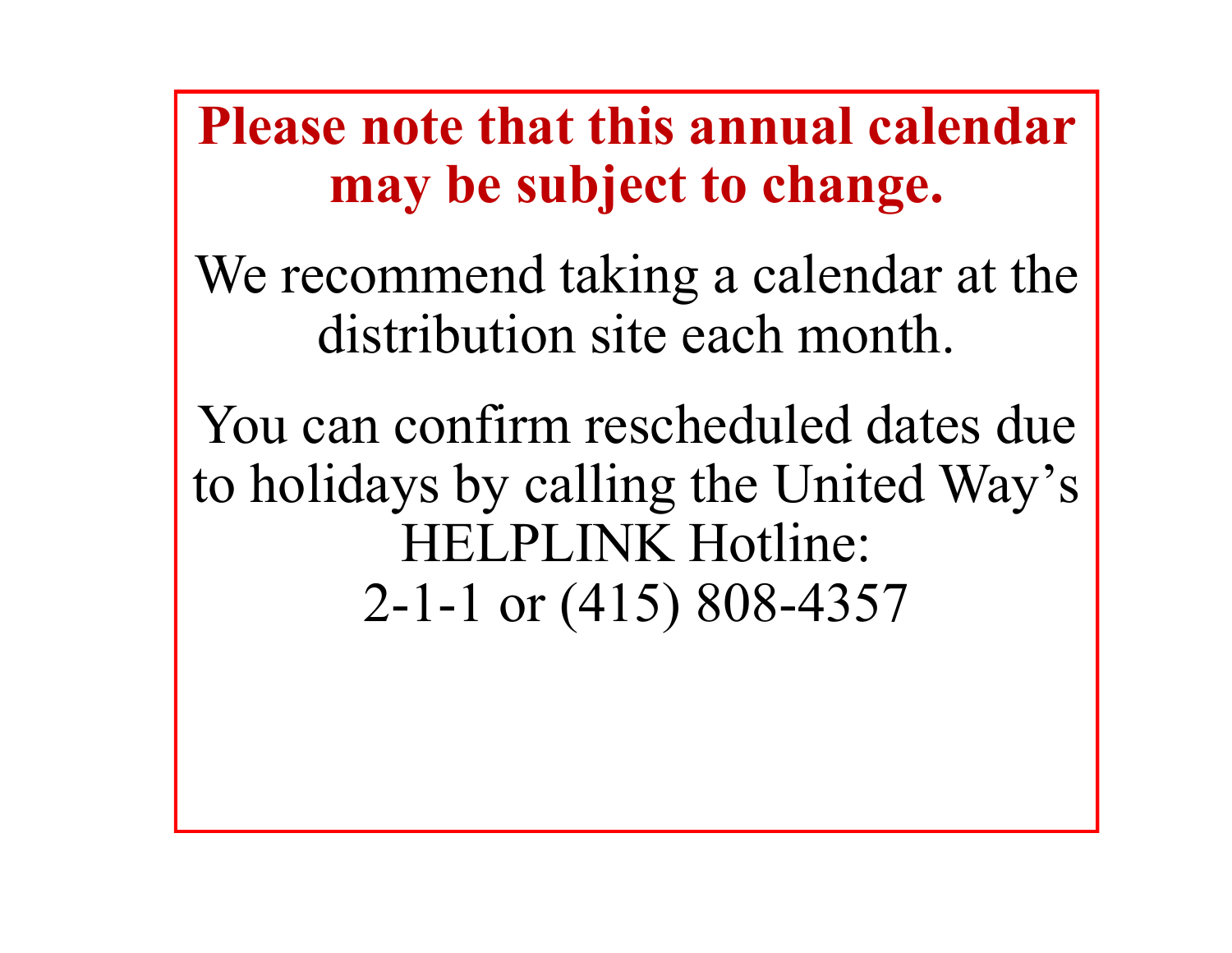**Please note that this annual calendar may be subject to change.**

We recommend taking a calendar at the distribution site each month.

You can confirm rescheduled dates due to holidays by calling the United Way's HELPLINK Hotline:
2-1-1 or (415) 808-4357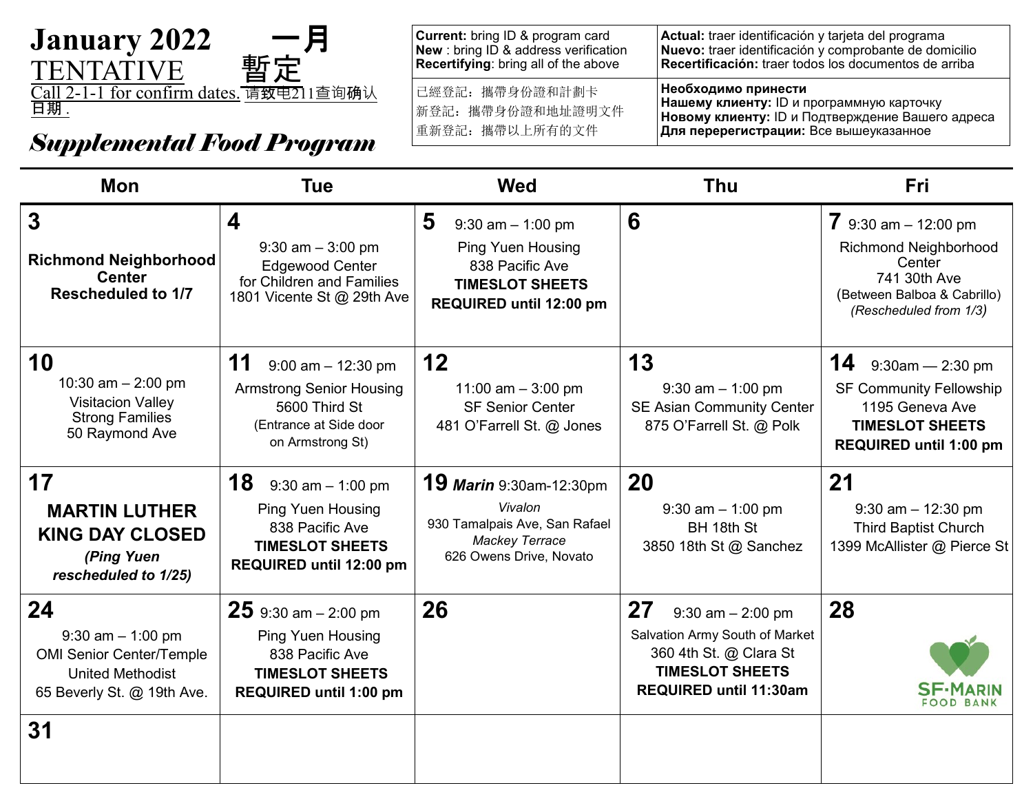# January 2022 一月

TENTATIVE 暫定

Call 2-1-1 for confirm dates. 请致电211查询确认日期.

## *Supplemental Food Program*

| | |
|---|---|
| **Current:** bring ID & program card<br>**New** : bring ID & address verification<br>**Recertifying**: bring all of the above | **Actual:** traer identificación y tarjeta del programa<br>**Nuevo:** traer identificación y comprobante de domicilio<br>**Recertificación:** traer todos los documentos de arriba |
| 已經登記：攜帶身份證和計劃卡<br>新登記：攜帶身份證和地址證明文件<br>重新登記：攜帶以上所有的文件 | **Необходимо принести**<br>**Нашему клиенту:** ID и программную карточку<br>**Новому клиенту:** ID и Подтверждение Вашего адреса<br>**Для перерегистрации:** Все вышеуказанное |

| Mon | Tue | Wed | Thu | Fri |
|---|---|---|---|---|
| **3**<br>**Richmond Neighborhood Center Rescheduled to 1/7** | **4**<br>9:30 am – 3:00 pm<br>Edgewood Center for Children and Families<br>1801 Vicente St @ 29th Ave | **5** 9:30 am – 1:00 pm<br>Ping Yuen Housing<br>838 Pacific Ave<br>**TIMESLOT SHEETS REQUIRED until 12:00 pm** | **6** | **7** 9:30 am – 12:00 pm<br>Richmond Neighborhood Center<br>741 30th Ave<br>(Between Balboa & Cabrillo)<br>*(Rescheduled from 1/3)* |
| **10**<br>10:30 am – 2:00 pm<br>Visitacion Valley Strong Families<br>50 Raymond Ave | **11** 9:00 am – 12:30 pm<br>Armstrong Senior Housing<br>5600 Third St<br>(Entrance at Side door on Armstrong St) | **12**<br>11:00 am – 3:00 pm<br>SF Senior Center<br>481 O'Farrell St. @ Jones | **13**<br>9:30 am – 1:00 pm<br>SE Asian Community Center<br>875 O'Farrell St. @ Polk | **14** 9:30am — 2:30 pm<br>SF Community Fellowship<br>1195 Geneva Ave<br>**TIMESLOT SHEETS REQUIRED until 1:00 pm** |
| **17**<br>**MARTIN LUTHER KING DAY CLOSED**<br>***(Ping Yuen rescheduled to 1/25)*** | **18** 9:30 am – 1:00 pm<br>Ping Yuen Housing<br>838 Pacific Ave<br>**TIMESLOT SHEETS REQUIRED until 12:00 pm** | **19** ***Marin*** 9:30am-12:30pm<br>*Vivalon*<br>930 Tamalpais Ave, San Rafael<br>*Mackey Terrace*<br>626 Owens Drive, Novato | **20**<br>9:30 am – 1:00 pm<br>BH 18th St<br>3850 18th St @ Sanchez | **21**<br>9:30 am – 12:30 pm<br>Third Baptist Church<br>1399 McAllister @ Pierce St |
| **24**<br>9:30 am – 1:00 pm<br>OMI Senior Center/Temple United Methodist<br>65 Beverly St. @ 19th Ave. | **25** 9:30 am – 2:00 pm<br>Ping Yuen Housing<br>838 Pacific Ave<br>**TIMESLOT SHEETS REQUIRED until 1:00 pm** | **26** | **27** 9:30 am – 2:00 pm<br>Salvation Army South of Market<br>360 4th St. @ Clara St<br>**TIMESLOT SHEETS REQUIRED until 11:30am** | **28**<br>SF·MARIN FOOD BANK |
| **31** | | | | |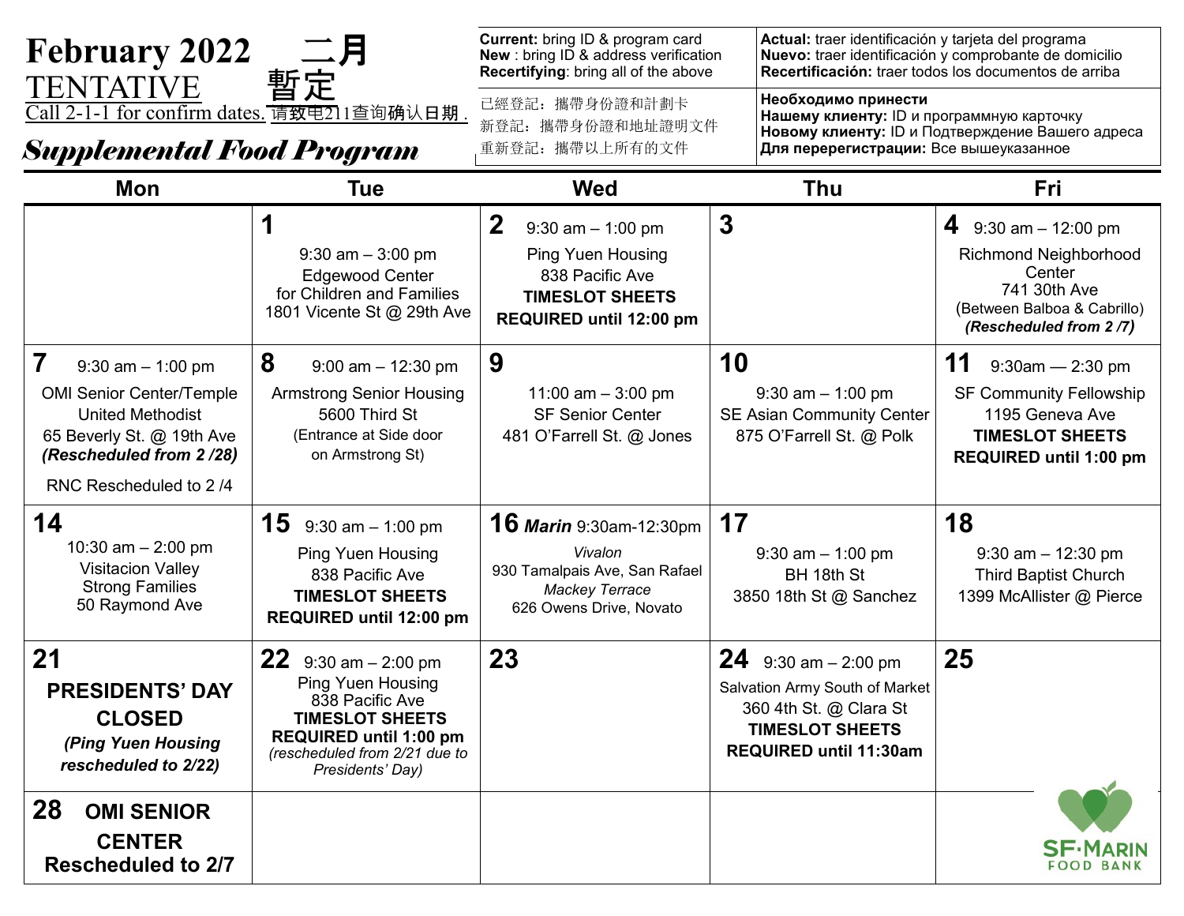# February 2022 二月

## TENTATIVE 暫定

Call 2-1-1 for confirm dates. 请致电211查询确认日期 .

## *Supplemental Food Program*

**Current:** bring ID & program card
**New** : bring ID & address verification
**Recertifying**: bring all of the above

已經登記：攜帶身份證和計劃卡
新登記：攜帶身份證和地址證明文件
重新登記：攜帶以上所有的文件

**Actual:** traer identificación y tarjeta del programa
**Nuevo:** traer identificación y comprobante de domicilio
**Recertificación:** traer todos los documentos de arriba

**Необходимо принести**
**Нашему клиенту:** ID и программную карточку
**Новому клиенту:** ID и Подтверждение Вашего адреса
**Для перерегистрации:** Все вышеуказанное

| Mon | Tue | Wed | Thu | Fri |
|---|---|---|---|---|
| | **1** 9:30 am – 3:00 pm Edgewood Center for Children and Families 1801 Vicente St @ 29th Ave | **2** 9:30 am – 1:00 pm Ping Yuen Housing 838 Pacific Ave **TIMESLOT SHEETS REQUIRED until 12:00 pm** | **3** | **4** 9:30 am – 12:00 pm Richmond Neighborhood Center 741 30th Ave (Between Balboa & Cabrillo) ***(Rescheduled from 2 /7)*** |
| **7** 9:30 am – 1:00 pm OMI Senior Center/Temple United Methodist 65 Beverly St. @ 19th Ave ***(Rescheduled from 2 /28)*** RNC Rescheduled to 2 /4 | **8** 9:00 am – 12:30 pm Armstrong Senior Housing 5600 Third St (Entrance at Side door on Armstrong St) | **9** 11:00 am – 3:00 pm SF Senior Center 481 O'Farrell St. @ Jones | **10** 9:30 am – 1:00 pm SE Asian Community Center 875 O'Farrell St. @ Polk | **11** 9:30am — 2:30 pm SF Community Fellowship 1195 Geneva Ave **TIMESLOT SHEETS REQUIRED until 1:00 pm** |
| **14** 10:30 am – 2:00 pm Visitacion Valley Strong Families 50 Raymond Ave | **15** 9:30 am – 1:00 pm Ping Yuen Housing 838 Pacific Ave **TIMESLOT SHEETS REQUIRED until 12:00 pm** | **16** ***Marin*** 9:30am-12:30pm *Vivalon* 930 Tamalpais Ave, San Rafael *Mackey Terrace* 626 Owens Drive, Novato | **17** 9:30 am – 1:00 pm BH 18th St 3850 18th St @ Sanchez | **18** 9:30 am – 12:30 pm Third Baptist Church 1399 McAllister @ Pierce |
| **21** **PRESIDENTS' DAY CLOSED** ***(Ping Yuen Housing rescheduled to 2/22)*** | **22** 9:30 am – 2:00 pm Ping Yuen Housing 838 Pacific Ave **TIMESLOT SHEETS REQUIRED until 1:00 pm** *(rescheduled from 2/21 due to Presidents' Day)* | **23** | **24** 9:30 am – 2:00 pm Salvation Army South of Market 360 4th St. @ Clara St **TIMESLOT SHEETS REQUIRED until 11:30am** | **25** |
| **28** **OMI SENIOR CENTER Rescheduled to 2/7** | | | | |

SF·MARIN FOOD BANK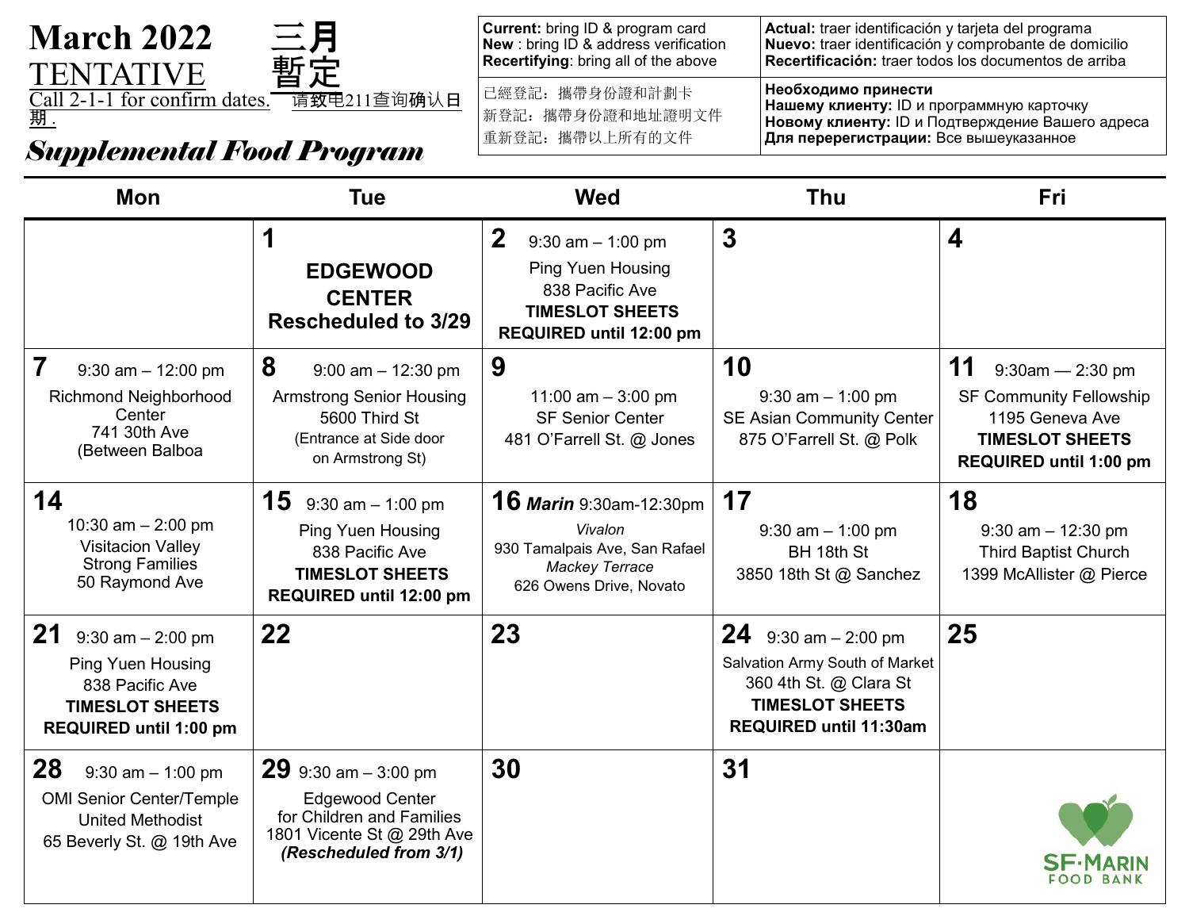# March 2022 三月

# TENTATIVE 暫定

Call 2-1-1 for confirm dates. 请致电211查询确认日期 .

## *Supplemental Food Program*

| | |
|---|---|
| **Current:** bring ID & program card<br>**New** : bring ID & address verification<br>**Recertifying**: bring all of the above | **Actual:** traer identificación y tarjeta del programa<br>**Nuevo:** traer identificación y comprobante de domicilio<br>**Recertificación:** traer todos los documentos de arriba |
| 已經登記：攜帶身份證和計劃卡<br>新登記：攜帶身份證和地址證明文件<br>重新登記：攜帶以上所有的文件 | **Необходимо принести**<br>**Нашему клиенту:** ID и программную карточку<br>**Новому клиенту:** ID и Подтверждение Вашего адреса<br>**Для перерегистрации:** Все вышеуказанное |

| Mon | Tue | Wed | Thu | Fri |
|---|---|---|---|---|
| | **1**<br>**EDGEWOOD CENTER Rescheduled to 3/29** | **2** 9:30 am – 1:00 pm<br>Ping Yuen Housing<br>838 Pacific Ave<br>**TIMESLOT SHEETS REQUIRED until 12:00 pm** | **3** | **4** |
| **7** 9:30 am – 12:00 pm<br>Richmond Neighborhood Center<br>741 30th Ave<br>(Between Balboa | **8** 9:00 am – 12:30 pm<br>Armstrong Senior Housing<br>5600 Third St<br>(Entrance at Side door on Armstrong St) | **9**<br>11:00 am – 3:00 pm<br>SF Senior Center<br>481 O'Farrell St. @ Jones | **10**<br>9:30 am – 1:00 pm<br>SE Asian Community Center<br>875 O'Farrell St. @ Polk | **11** 9:30am — 2:30 pm<br>SF Community Fellowship<br>1195 Geneva Ave<br>**TIMESLOT SHEETS REQUIRED until 1:00 pm** |
| **14**<br>10:30 am – 2:00 pm<br>Visitacion Valley Strong Families<br>50 Raymond Ave | **15** 9:30 am – 1:00 pm<br>Ping Yuen Housing<br>838 Pacific Ave<br>**TIMESLOT SHEETS REQUIRED until 12:00 pm** | **16** ***Marin*** 9:30am-12:30pm<br>*Vivalon*<br>930 Tamalpais Ave, San Rafael<br>*Mackey Terrace*<br>626 Owens Drive, Novato | **17**<br>9:30 am – 1:00 pm<br>BH 18th St<br>3850 18th St @ Sanchez | **18**<br>9:30 am – 12:30 pm<br>Third Baptist Church<br>1399 McAllister @ Pierce |
| **21** 9:30 am – 2:00 pm<br>Ping Yuen Housing<br>838 Pacific Ave<br>**TIMESLOT SHEETS REQUIRED until 1:00 pm** | **22** | **23** | **24** 9:30 am – 2:00 pm<br>Salvation Army South of Market<br>360 4th St. @ Clara St<br>**TIMESLOT SHEETS REQUIRED until 11:30am** | **25** |
| **28** 9:30 am – 1:00 pm<br>OMI Senior Center/Temple United Methodist<br>65 Beverly St. @ 19th Ave | **29** 9:30 am – 3:00 pm<br>Edgewood Center for Children and Families<br>1801 Vicente St @ 29th Ave<br>***(Rescheduled from 3/1)*** | **30** | **31** | SF·MARIN FOOD BANK |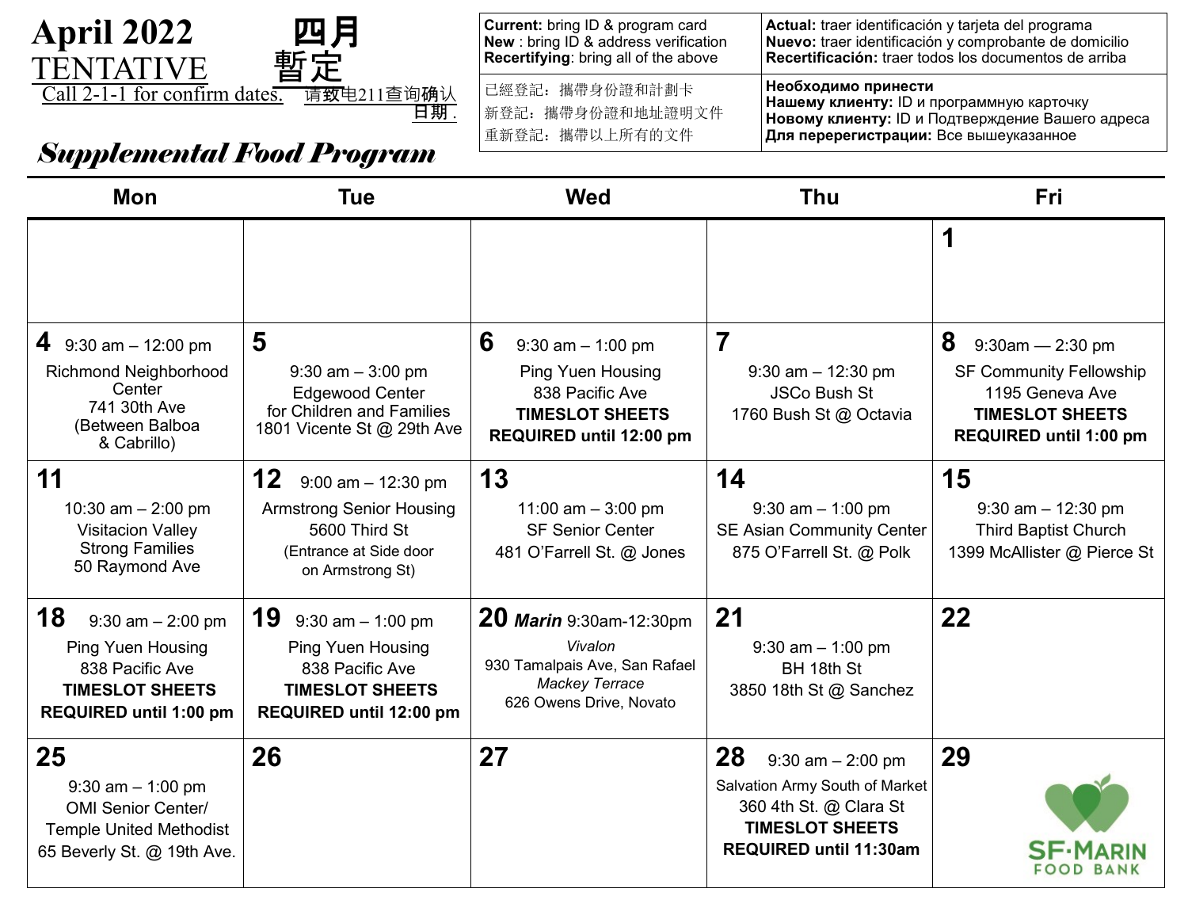# April 2022 四月

## TENTATIVE 暫定

Call 2-1-1 for confirm dates. 请致电211查询确认日期.

## *Supplemental Food Program*

| | |
|---|---|
| **Current:** bring ID & program card<br>**New** : bring ID & address verification<br>**Recertifying**: bring all of the above | **Actual:** traer identificación y tarjeta del programa<br>**Nuevo:** traer identificación y comprobante de domicilio<br>**Recertificación:** traer todos los documentos de arriba |
| 已經登記：攜帶身份證和計劃卡<br>新登記：攜帶身份證和地址證明文件<br>重新登記：攜帶以上所有的文件 | **Необходимо принести**<br>**Нашему клиенту:** ID и программную карточку<br>**Новому клиенту:** ID и Подтверждение Вашего адреса<br>**Для перерегистрации:** Все вышеуказанное |

| Mon | Tue | Wed | Thu | Fri |
|---|---|---|---|---|
| | | | | 1 |
| 4 9:30 am – 12:00 pm<br>Richmond Neighborhood Center<br>741 30th Ave<br>(Between Balboa & Cabrillo) | 5<br>9:30 am – 3:00 pm<br>Edgewood Center for Children and Families<br>1801 Vicente St @ 29th Ave | 6 9:30 am – 1:00 pm<br>Ping Yuen Housing<br>838 Pacific Ave<br>**TIMESLOT SHEETS REQUIRED until 12:00 pm** | 7<br>9:30 am – 12:30 pm<br>JSCo Bush St<br>1760 Bush St @ Octavia | 8 9:30am — 2:30 pm<br>SF Community Fellowship<br>1195 Geneva Ave<br>**TIMESLOT SHEETS REQUIRED until 1:00 pm** |
| 11<br>10:30 am – 2:00 pm<br>Visitacion Valley Strong Families<br>50 Raymond Ave | 12 9:00 am – 12:30 pm<br>Armstrong Senior Housing<br>5600 Third St<br>(Entrance at Side door on Armstrong St) | 13<br>11:00 am – 3:00 pm<br>SF Senior Center<br>481 O'Farrell St. @ Jones | 14<br>9:30 am – 1:00 pm<br>SE Asian Community Center<br>875 O'Farrell St. @ Polk | 15<br>9:30 am – 12:30 pm<br>Third Baptist Church<br>1399 McAllister @ Pierce St |
| 18 9:30 am – 2:00 pm<br>Ping Yuen Housing<br>838 Pacific Ave<br>**TIMESLOT SHEETS REQUIRED until 1:00 pm** | 19 9:30 am – 1:00 pm<br>Ping Yuen Housing<br>838 Pacific Ave<br>**TIMESLOT SHEETS REQUIRED until 12:00 pm** | 20 ***Marin*** 9:30am-12:30pm<br>*Vivalon*<br>930 Tamalpais Ave, San Rafael<br>*Mackey Terrace*<br>626 Owens Drive, Novato | 21<br>9:30 am – 1:00 pm<br>BH 18th St<br>3850 18th St @ Sanchez | 22 |
| 25<br>9:30 am – 1:00 pm<br>OMI Senior Center/ Temple United Methodist<br>65 Beverly St. @ 19th Ave. | 26 | 27 | 28 9:30 am – 2:00 pm<br>Salvation Army South of Market<br>360 4th St. @ Clara St<br>**TIMESLOT SHEETS REQUIRED until 11:30am** | 29<br>SF·MARIN FOOD BANK |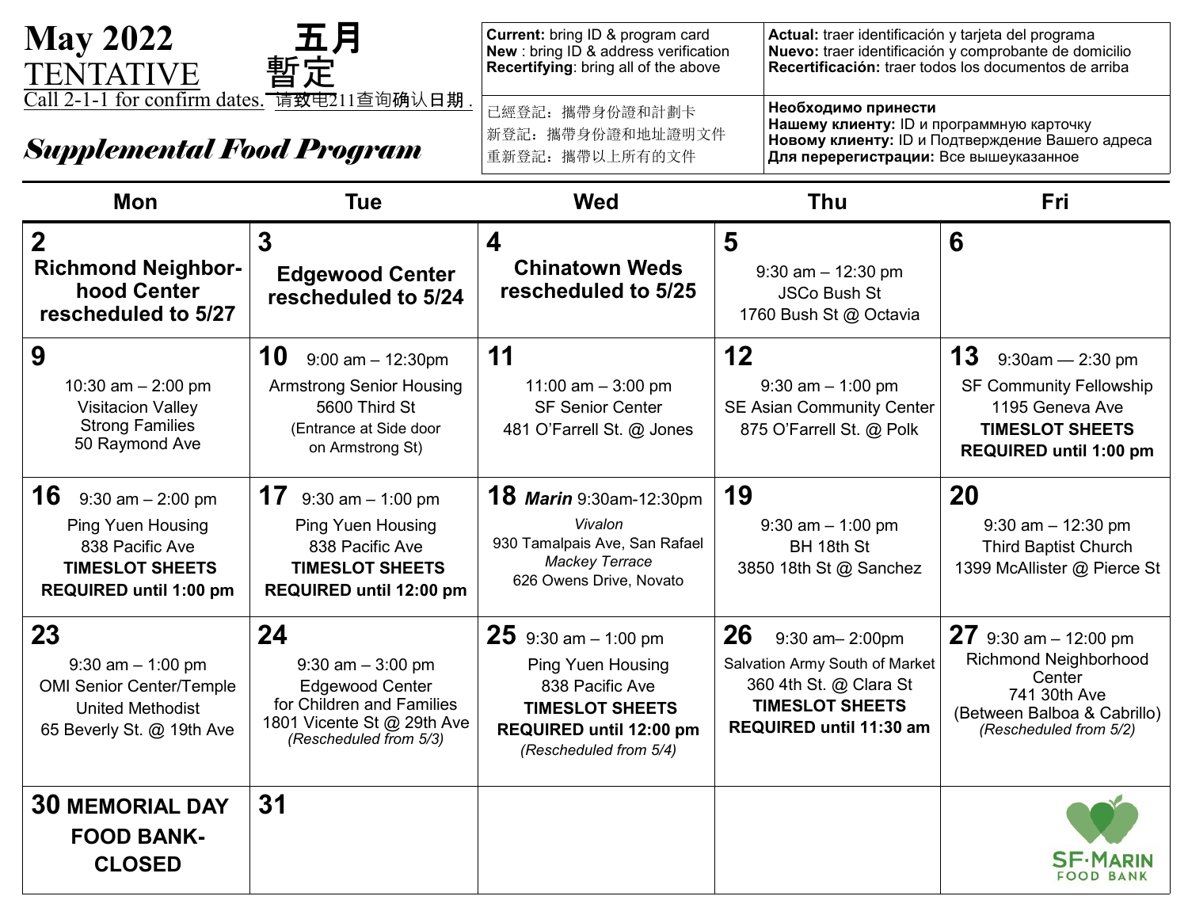# May 2022 五月

## TENTATIVE 暫定

Call 2-1-1 for confirm dates. 请致电211查询确认日期 .

## *Supplemental Food Program*

| | |
|---|---|
| **Current:** bring ID & program card<br>**New** : bring ID & address verification<br>**Recertifying**: bring all of the above | **Actual:** traer identificación y tarjeta del programa<br>**Nuevo:** traer identificación y comprobante de domicilio<br>**Recertificación:** traer todos los documentos de arriba |
| 已經登記：攜帶身份證和計劃卡<br>新登記：攜帶身份證和地址證明文件<br>重新登記：攜帶以上所有的文件 | **Необходимо принести**<br>**Нашему клиенту:** ID и программную карточку<br>**Новому клиенту:** ID и Подтверждение Вашего адреса<br>**Для перерегистрации:** Все вышеуказанное |

| Mon | Tue | Wed | Thu | Fri |
|---|---|---|---|---|
| **2**<br>**Richmond Neighborhood Center rescheduled to 5/27** | **3**<br>**Edgewood Center rescheduled to 5/24** | **4**<br>**Chinatown Weds rescheduled to 5/25** | **5**<br>9:30 am – 12:30 pm<br>JSCo Bush St<br>1760 Bush St @ Octavia | **6** |
| **9**<br>10:30 am – 2:00 pm<br>Visitacion Valley Strong Families<br>50 Raymond Ave | **10** 9:00 am – 12:30pm<br>Armstrong Senior Housing<br>5600 Third St<br>(Entrance at Side door on Armstrong St) | **11**<br>11:00 am – 3:00 pm<br>SF Senior Center<br>481 O'Farrell St. @ Jones | **12**<br>9:30 am – 1:00 pm<br>SE Asian Community Center<br>875 O'Farrell St. @ Polk | **13** 9:30am — 2:30 pm<br>SF Community Fellowship<br>1195 Geneva Ave<br>**TIMESLOT SHEETS REQUIRED until 1:00 pm** |
| **16** 9:30 am – 2:00 pm<br>Ping Yuen Housing<br>838 Pacific Ave<br>**TIMESLOT SHEETS REQUIRED until 1:00 pm** | **17** 9:30 am – 1:00 pm<br>Ping Yuen Housing<br>838 Pacific Ave<br>**TIMESLOT SHEETS REQUIRED until 12:00 pm** | **18** ***Marin*** 9:30am-12:30pm<br>*Vivalon*<br>930 Tamalpais Ave, San Rafael<br>*Mackey Terrace*<br>626 Owens Drive, Novato | **19**<br>9:30 am – 1:00 pm<br>BH 18th St<br>3850 18th St @ Sanchez | **20**<br>9:30 am – 12:30 pm<br>Third Baptist Church<br>1399 McAllister @ Pierce St |
| **23**<br>9:30 am – 1:00 pm<br>OMI Senior Center/Temple United Methodist<br>65 Beverly St. @ 19th Ave | **24**<br>9:30 am – 3:00 pm<br>Edgewood Center for Children and Families<br>1801 Vicente St @ 29th Ave<br>*(Rescheduled from 5/3)* | **25** 9:30 am – 1:00 pm<br>Ping Yuen Housing<br>838 Pacific Ave<br>**TIMESLOT SHEETS REQUIRED until 12:00 pm**<br>*(Rescheduled from 5/4)* | **26** 9:30 am– 2:00pm<br>Salvation Army South of Market<br>360 4th St. @ Clara St<br>**TIMESLOT SHEETS REQUIRED until 11:30 am** | **27** 9:30 am – 12:00 pm<br>Richmond Neighborhood Center<br>741 30th Ave<br>(Between Balboa & Cabrillo)<br>*(Rescheduled from 5/2)* |
| **30 MEMORIAL DAY FOOD BANK-CLOSED** | **31** | | | SF·MARIN FOOD BANK |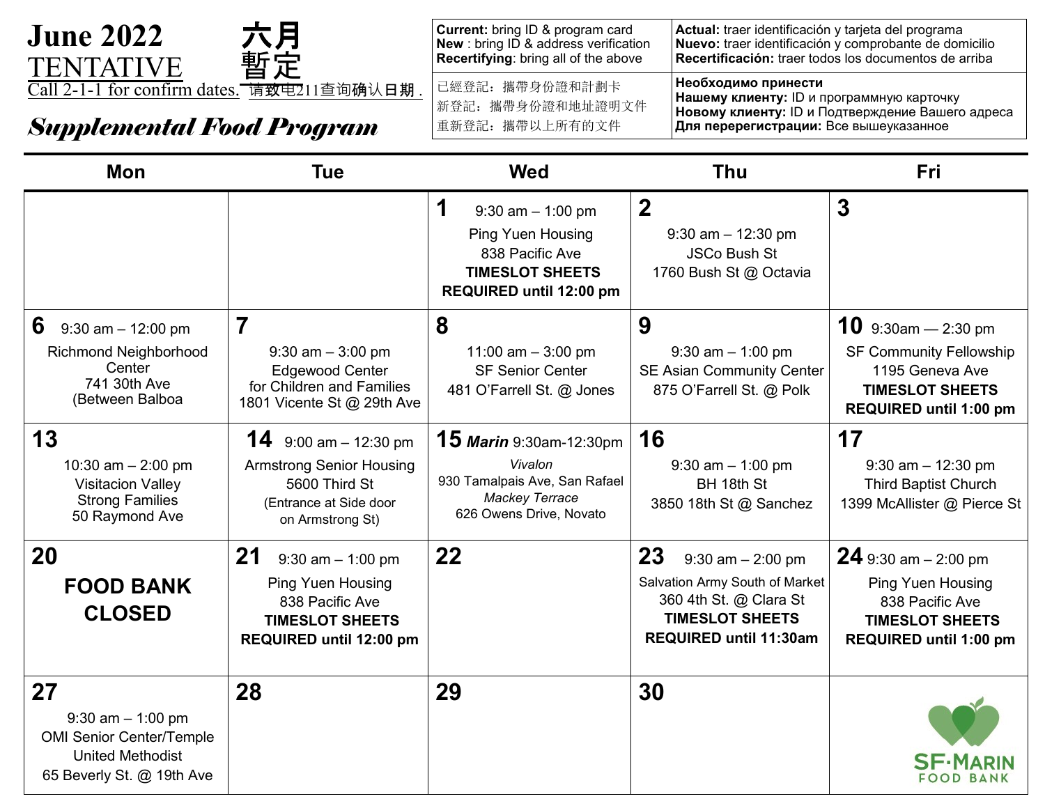# June 2022 六月

## TENTATIVE 暫定

Call 2-1-1 for confirm dates. 请致电211查询确认日期 .

## *Supplemental Food Program*

| | |
|---|---|
| **Current:** bring ID & program card<br>**New** : bring ID & address verification<br>**Recertifying**: bring all of the above | **Actual:** traer identificación y tarjeta del programa<br>**Nuevo:** traer identificación y comprobante de domicilio<br>**Recertificación:** traer todos los documentos de arriba |
| 已經登記：攜帶身份證和計劃卡<br>新登記：攜帶身份證和地址證明文件<br>重新登記：攜帶以上所有的文件 | **Необходимо принести**<br>**Нашему клиенту:** ID и программную карточку<br>**Новому клиенту:** ID и Подтверждение Вашего адреса<br>**Для перерегистрации:** Все вышеуказанное |

| Mon | Tue | Wed | Thu | Fri |
|---|---|---|---|---|
| | | **1** 9:30 am – 1:00 pm<br>Ping Yuen Housing<br>838 Pacific Ave<br>**TIMESLOT SHEETS REQUIRED until 12:00 pm** | **2** 9:30 am – 12:30 pm<br>JSCo Bush St<br>1760 Bush St @ Octavia | **3** |
| **6** 9:30 am – 12:00 pm<br>Richmond Neighborhood Center<br>741 30th Ave<br>(Between Balboa | **7** 9:30 am – 3:00 pm<br>Edgewood Center for Children and Families<br>1801 Vicente St @ 29th Ave | **8** 11:00 am – 3:00 pm<br>SF Senior Center<br>481 O'Farrell St. @ Jones | **9** 9:30 am – 1:00 pm<br>SE Asian Community Center<br>875 O'Farrell St. @ Polk | **10** 9:30am — 2:30 pm<br>SF Community Fellowship<br>1195 Geneva Ave<br>**TIMESLOT SHEETS REQUIRED until 1:00 pm** |
| **13** 10:30 am – 2:00 pm<br>Visitacion Valley Strong Families<br>50 Raymond Ave | **14** 9:00 am – 12:30 pm<br>Armstrong Senior Housing<br>5600 Third St<br>(Entrance at Side door on Armstrong St) | **15** ***Marin*** 9:30am-12:30pm<br>*Vivalon*<br>930 Tamalpais Ave, San Rafael<br>*Mackey Terrace*<br>626 Owens Drive, Novato | **16** 9:30 am – 1:00 pm<br>BH 18th St<br>3850 18th St @ Sanchez | **17** 9:30 am – 12:30 pm<br>Third Baptist Church<br>1399 McAllister @ Pierce St |
| **20**<br>**FOOD BANK CLOSED** | **21** 9:30 am – 1:00 pm<br>Ping Yuen Housing<br>838 Pacific Ave<br>**TIMESLOT SHEETS REQUIRED until 12:00 pm** | **22** | **23** 9:30 am – 2:00 pm<br>Salvation Army South of Market<br>360 4th St. @ Clara St<br>**TIMESLOT SHEETS REQUIRED until 11:30am** | **24** 9:30 am – 2:00 pm<br>Ping Yuen Housing<br>838 Pacific Ave<br>**TIMESLOT SHEETS REQUIRED until 1:00 pm** |
| **27** 9:30 am – 1:00 pm<br>OMI Senior Center/Temple United Methodist<br>65 Beverly St. @ 19th Ave | **28** | **29** | **30** | SF·MARIN FOOD BANK |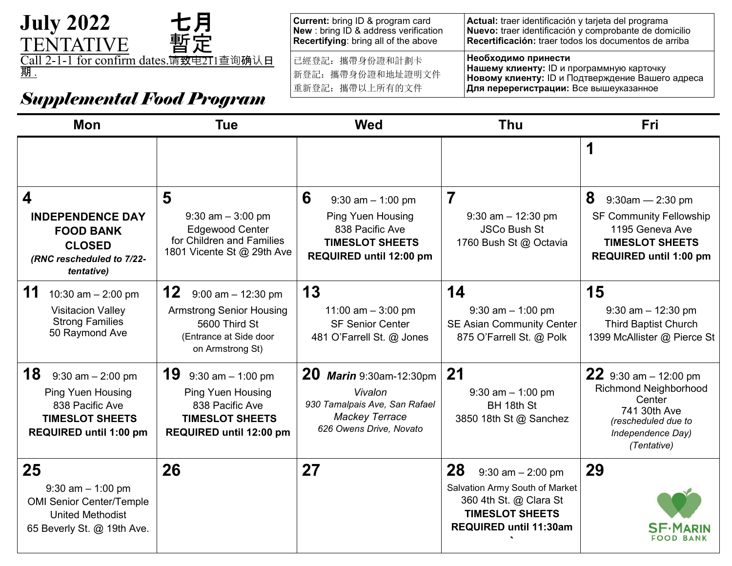# July 2022 七月

## TENTATIVE 暫定

Call 2-1-1 for confirm dates.请致电211查询确认日期.

## *Supplemental Food Program*

| | |
|---|---|
| **Current:** bring ID & program card<br>**New** : bring ID & address verification<br>**Recertifying**: bring all of the above | **Actual:** traer identificación y tarjeta del programa<br>**Nuevo:** traer identificación y comprobante de domicilio<br>**Recertificación:** traer todos los documentos de arriba |
| 已經登記：攜帶身份證和計劃卡<br>新登記：攜帶身份證和地址證明文件<br>重新登記：攜帶以上所有的文件 | **Необходимо принести**<br>**Нашему клиенту:** ID и программную карточку<br>**Новому клиенту:** ID и Подтверждение Вашего адреса<br>**Для перерегистрации:** Все вышеуказанное |

| Mon | Tue | Wed | Thu | Fri |
|---|---|---|---|---|
| | | | | **1** |
| **4**<br>**INDEPENDENCE DAY FOOD BANK CLOSED**<br>***(RNC rescheduled to 7/22-tentative)*** | **5**<br>9:30 am – 3:00 pm<br>Edgewood Center for Children and Families<br>1801 Vicente St @ 29th Ave | **6** 9:30 am – 1:00 pm<br>Ping Yuen Housing<br>838 Pacific Ave<br>**TIMESLOT SHEETS REQUIRED until 12:00 pm** | **7**<br>9:30 am – 12:30 pm<br>JSCo Bush St<br>1760 Bush St @ Octavia | **8** 9:30am — 2:30 pm<br>SF Community Fellowship<br>1195 Geneva Ave<br>**TIMESLOT SHEETS REQUIRED until 1:00 pm** |
| **11** 10:30 am – 2:00 pm<br>Visitacion Valley Strong Families<br>50 Raymond Ave | **12** 9:00 am – 12:30 pm<br>Armstrong Senior Housing<br>5600 Third St<br>(Entrance at Side door on Armstrong St) | **13**<br>11:00 am – 3:00 pm<br>SF Senior Center<br>481 O'Farrell St. @ Jones | **14**<br>9:30 am – 1:00 pm<br>SE Asian Community Center<br>875 O'Farrell St. @ Polk | **15**<br>9:30 am – 12:30 pm<br>Third Baptist Church<br>1399 McAllister @ Pierce St |
| **18** 9:30 am – 2:00 pm<br>Ping Yuen Housing<br>838 Pacific Ave<br>**TIMESLOT SHEETS REQUIRED until 1:00 pm** | **19** 9:30 am – 1:00 pm<br>Ping Yuen Housing<br>838 Pacific Ave<br>**TIMESLOT SHEETS REQUIRED until 12:00 pm** | **20** ***Marin*** 9:30am-12:30pm<br>*Vivalon*<br>*930 Tamalpais Ave, San Rafael*<br>*Mackey Terrace*<br>*626 Owens Drive, Novato* | **21**<br>9:30 am – 1:00 pm<br>BH 18th St<br>3850 18th St @ Sanchez | **22** 9:30 am – 12:00 pm<br>Richmond Neighborhood Center<br>741 30th Ave<br>*(rescheduled due to Independence Day)*<br>*(Tentative)* |
| **25**<br>9:30 am – 1:00 pm<br>OMI Senior Center/Temple United Methodist<br>65 Beverly St. @ 19th Ave. | **26** | **27** | **28** 9:30 am – 2:00 pm<br>Salvation Army South of Market<br>360 4th St. @ Clara St<br>**TIMESLOT SHEETS REQUIRED until 11:30am** | **29**<br>SF·MARIN FOOD BANK |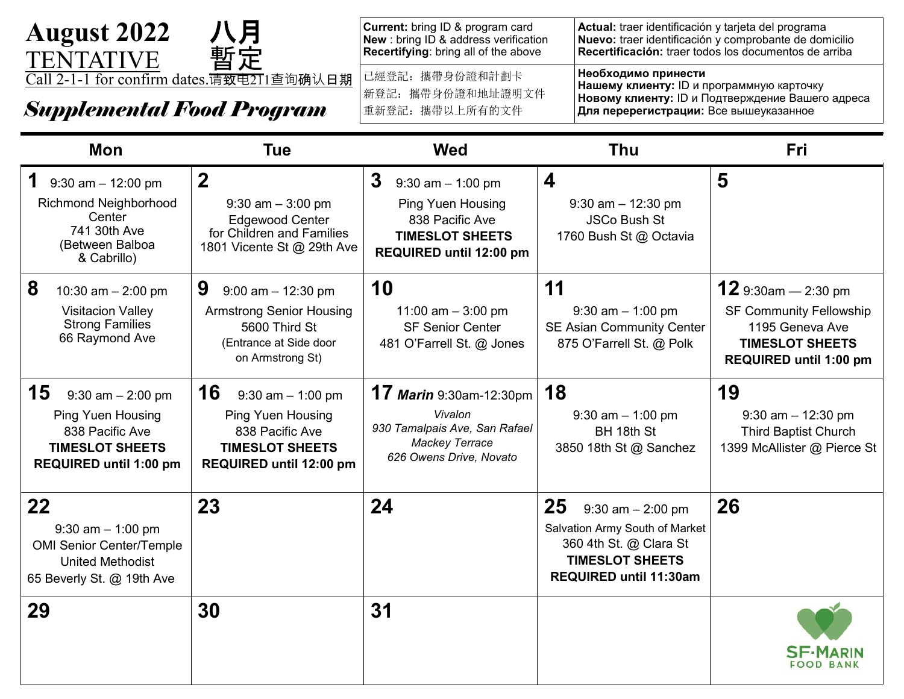# August 2022 八月

## TENTATIVE 暫定

Call 2-1-1 for confirm dates.请致电211查询确认日期

## *Supplemental Food Program*

| | |
|---|---|
| **Current:** bring ID & program card<br>**New** : bring ID & address verification<br>**Recertifying**: bring all of the above | **Actual:** traer identificación y tarjeta del programa<br>**Nuevo:** traer identificación y comprobante de domicilio<br>**Recertificación:** traer todos los documentos de arriba |
| 已經登記：攜帶身份證和計劃卡<br>新登記：攜帶身份證和地址證明文件<br>重新登記：攜帶以上所有的文件 | **Необходимо принести**<br>**Нашему клиенту:** ID и программную карточку<br>**Новому клиенту:** ID и Подтверждение Вашего адреса<br>**Для перерегистрации:** Все вышеуказанное |

| Mon | Tue | Wed | Thu | Fri |
|---|---|---|---|---|
| **1** 9:30 am – 12:00 pm<br>Richmond Neighborhood Center<br>741 30th Ave<br>(Between Balboa & Cabrillo) | **2**<br>9:30 am – 3:00 pm<br>Edgewood Center for Children and Families<br>1801 Vicente St @ 29th Ave | **3** 9:30 am – 1:00 pm<br>Ping Yuen Housing<br>838 Pacific Ave<br>**TIMESLOT SHEETS REQUIRED until 12:00 pm** | **4**<br>9:30 am – 12:30 pm<br>JSCo Bush St<br>1760 Bush St @ Octavia | **5** |
| **8** 10:30 am – 2:00 pm<br>Visitacion Valley Strong Families<br>66 Raymond Ave | **9** 9:00 am – 12:30 pm<br>Armstrong Senior Housing<br>5600 Third St<br>(Entrance at Side door on Armstrong St) | **10**<br>11:00 am – 3:00 pm<br>SF Senior Center<br>481 O'Farrell St. @ Jones | **11**<br>9:30 am – 1:00 pm<br>SE Asian Community Center<br>875 O'Farrell St. @ Polk | **12** 9:30am — 2:30 pm<br>SF Community Fellowship<br>1195 Geneva Ave<br>**TIMESLOT SHEETS REQUIRED until 1:00 pm** |
| **15** 9:30 am – 2:00 pm<br>Ping Yuen Housing<br>838 Pacific Ave<br>**TIMESLOT SHEETS REQUIRED until 1:00 pm** | **16** 9:30 am – 1:00 pm<br>Ping Yuen Housing<br>838 Pacific Ave<br>**TIMESLOT SHEETS REQUIRED until 12:00 pm** | **17** ***Marin*** 9:30am-12:30pm<br>*Vivalon*<br>*930 Tamalpais Ave, San Rafael*<br>*Mackey Terrace*<br>*626 Owens Drive, Novato* | **18**<br>9:30 am – 1:00 pm<br>BH 18th St<br>3850 18th St @ Sanchez | **19**<br>9:30 am – 12:30 pm<br>Third Baptist Church<br>1399 McAllister @ Pierce St |
| **22**<br>9:30 am – 1:00 pm<br>OMI Senior Center/Temple United Methodist<br>65 Beverly St. @ 19th Ave | **23** | **24** | **25** 9:30 am – 2:00 pm<br>Salvation Army South of Market<br>360 4th St. @ Clara St<br>**TIMESLOT SHEETS REQUIRED until 11:30am** | **26** |
| **29** | **30** | **31** | | SF-MARIN FOOD BANK |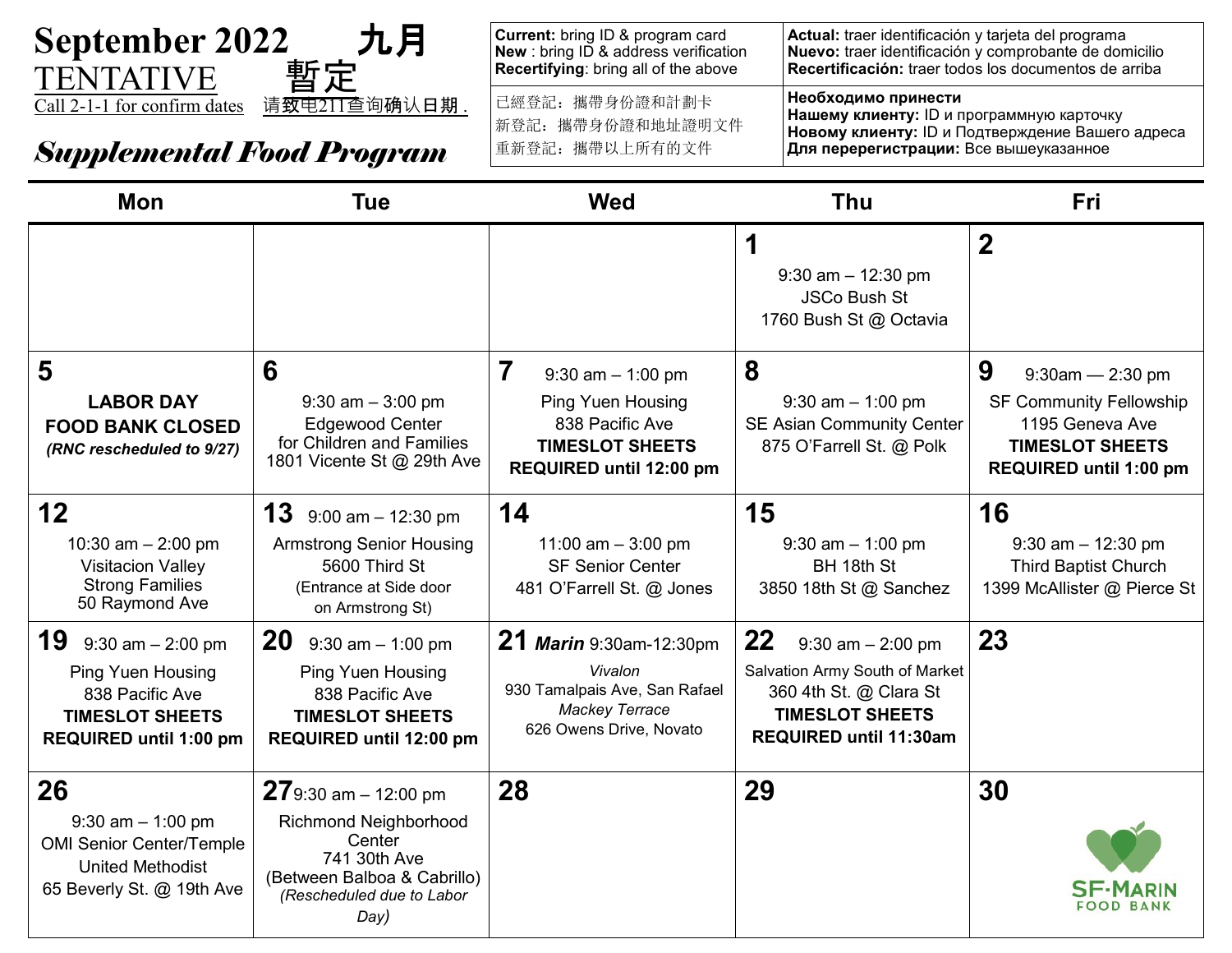# September 2022 九月

TENTATIVE 暫定

Call 2-1-1 for confirm dates 请致电211查询确认日期 .

## *Supplemental Food Program*

| | |
|---|---|
| **Current:** bring ID & program card<br>**New** : bring ID & address verification<br>**Recertifying**: bring all of the above | **Actual:** traer identificación y tarjeta del programa<br>**Nuevo:** traer identificación y comprobante de domicilio<br>**Recertificación:** traer todos los documentos de arriba |
| 已經登記：攜帶身份證和計劃卡<br>新登記：攜帶身份證和地址證明文件<br>重新登記：攜帶以上所有的文件 | **Необходимо принести**<br>**Нашему клиенту:** ID и программную карточку<br>**Новому клиенту:** ID и Подтверждение Вашего адреса<br>**Для перерегистрации:** Все вышеуказанное |

| Mon | Tue | Wed | Thu | Fri |
|---|---|---|---|---|
| | | | **1**<br>9:30 am – 12:30 pm<br>JSCo Bush St<br>1760 Bush St @ Octavia | **2** |
| **5**<br>**LABOR DAY**<br>**FOOD BANK CLOSED**<br>***(RNC rescheduled to 9/27)*** | **6**<br>9:30 am – 3:00 pm<br>Edgewood Center for Children and Families<br>1801 Vicente St @ 29th Ave | **7** 9:30 am – 1:00 pm<br>Ping Yuen Housing<br>838 Pacific Ave<br>**TIMESLOT SHEETS REQUIRED until 12:00 pm** | **8**<br>9:30 am – 1:00 pm<br>SE Asian Community Center<br>875 O'Farrell St. @ Polk | **9** 9:30am — 2:30 pm<br>SF Community Fellowship<br>1195 Geneva Ave<br>**TIMESLOT SHEETS REQUIRED until 1:00 pm** |
| **12**<br>10:30 am – 2:00 pm<br>Visitacion Valley Strong Families<br>50 Raymond Ave | **13** 9:00 am – 12:30 pm<br>Armstrong Senior Housing<br>5600 Third St<br>(Entrance at Side door on Armstrong St) | **14**<br>11:00 am – 3:00 pm<br>SF Senior Center<br>481 O'Farrell St. @ Jones | **15**<br>9:30 am – 1:00 pm<br>BH 18th St<br>3850 18th St @ Sanchez | **16**<br>9:30 am – 12:30 pm<br>Third Baptist Church<br>1399 McAllister @ Pierce St |
| **19** 9:30 am – 2:00 pm<br>Ping Yuen Housing<br>838 Pacific Ave<br>**TIMESLOT SHEETS REQUIRED until 1:00 pm** | **20** 9:30 am – 1:00 pm<br>Ping Yuen Housing<br>838 Pacific Ave<br>**TIMESLOT SHEETS REQUIRED until 12:00 pm** | **21** ***Marin*** 9:30am-12:30pm<br>*Vivalon*<br>930 Tamalpais Ave, San Rafael<br>*Mackey Terrace*<br>626 Owens Drive, Novato | **22** 9:30 am – 2:00 pm<br>Salvation Army South of Market<br>360 4th St. @ Clara St<br>**TIMESLOT SHEETS REQUIRED until 11:30am** | **23** |
| **26**<br>9:30 am – 1:00 pm<br>OMI Senior Center/Temple United Methodist<br>65 Beverly St. @ 19th Ave | **27** 9:30 am – 12:00 pm<br>Richmond Neighborhood Center<br>741 30th Ave<br>(Between Balboa & Cabrillo)<br>*(Rescheduled due to Labor Day)* | **28** | **29** | **30**<br>SF-MARIN FOOD BANK |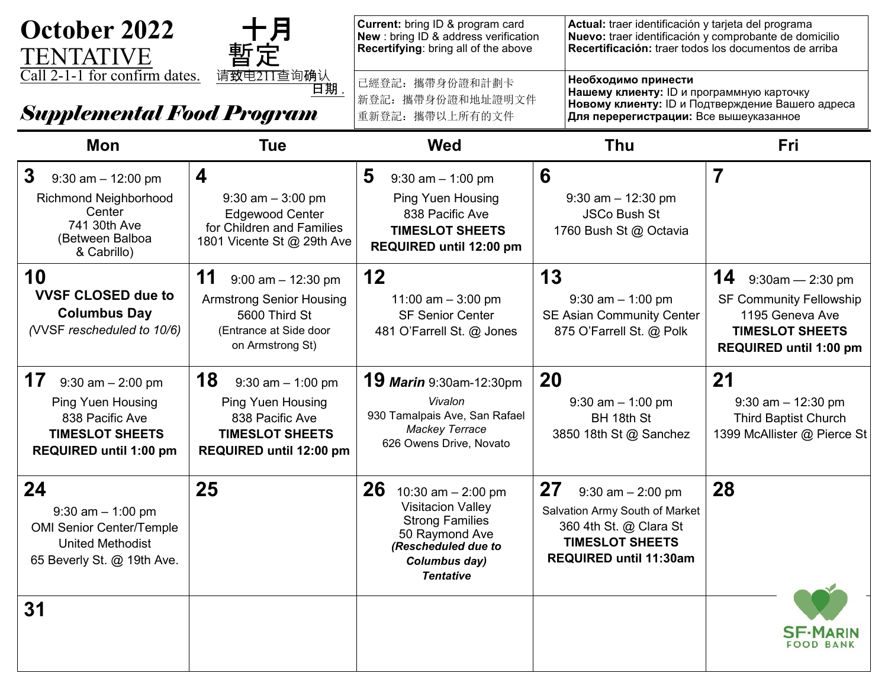# October 2022 十月
## TENTATIVE 暫定

Call 2-1-1 for confirm dates. 请致电211查询确认日期.

***Supplemental Food Program***

**Current:** bring ID & program card
**New** : bring ID & address verification
**Recertifying**: bring all of the above

**Actual:** traer identificación y tarjeta del programa
**Nuevo:** traer identificación y comprobante de domicilio
**Recertificación:** traer todos los documentos de arriba

已經登記：攜帶身份證和計劃卡
新登記：攜帶身份證和地址證明文件
重新登記：攜帶以上所有的文件

**Необходимо принести**
**Нашему клиенту:** ID и программную карточку
**Новому клиенту:** ID и Подтверждение Вашего адреса
**Для перерегистрации:** Все вышеуказанное

| Mon | Tue | Wed | Thu | Fri |
|---|---|---|---|---|
| **3** 9:30 am – 12:00 pm<br>Richmond Neighborhood Center<br>741 30th Ave<br>(Between Balboa & Cabrillo) | **4**<br>9:30 am – 3:00 pm<br>Edgewood Center for Children and Families<br>1801 Vicente St @ 29th Ave | **5** 9:30 am – 1:00 pm<br>Ping Yuen Housing<br>838 Pacific Ave<br>**TIMESLOT SHEETS REQUIRED until 12:00 pm** | **6**<br>9:30 am – 12:30 pm<br>JSCo Bush St<br>1760 Bush St @ Octavia | **7** |
| **10**<br>**VVSF CLOSED due to Columbus Day**<br>*(VVSF rescheduled to 10/6)* | **11** 9:00 am – 12:30 pm<br>Armstrong Senior Housing<br>5600 Third St<br>(Entrance at Side door on Armstrong St) | **12**<br>11:00 am – 3:00 pm<br>SF Senior Center<br>481 O'Farrell St. @ Jones | **13**<br>9:30 am – 1:00 pm<br>SE Asian Community Center<br>875 O'Farrell St. @ Polk | **14** 9:30am — 2:30 pm<br>SF Community Fellowship<br>1195 Geneva Ave<br>**TIMESLOT SHEETS REQUIRED until 1:00 pm** |
| **17** 9:30 am – 2:00 pm<br>Ping Yuen Housing<br>838 Pacific Ave<br>**TIMESLOT SHEETS REQUIRED until 1:00 pm** | **18** 9:30 am – 1:00 pm<br>Ping Yuen Housing<br>838 Pacific Ave<br>**TIMESLOT SHEETS REQUIRED until 12:00 pm** | **19** ***Marin*** 9:30am-12:30pm<br>*Vivalon*<br>930 Tamalpais Ave, San Rafael<br>*Mackey Terrace*<br>626 Owens Drive, Novato | **20**<br>9:30 am – 1:00 pm<br>BH 18th St<br>3850 18th St @ Sanchez | **21**<br>9:30 am – 12:30 pm<br>Third Baptist Church<br>1399 McAllister @ Pierce St |
| **24**<br>9:30 am – 1:00 pm<br>OMI Senior Center/Temple United Methodist<br>65 Beverly St. @ 19th Ave. | **25** | **26** 10:30 am – 2:00 pm<br>Visitacion Valley Strong Families<br>50 Raymond Ave<br>***(Rescheduled due to Columbus day)***<br>***Tentative*** | **27** 9:30 am – 2:00 pm<br>Salvation Army South of Market<br>360 4th St. @ Clara St<br>**TIMESLOT SHEETS REQUIRED until 11:30am** | **28** |
| **31** | | | | |

SF-MARIN FOOD BANK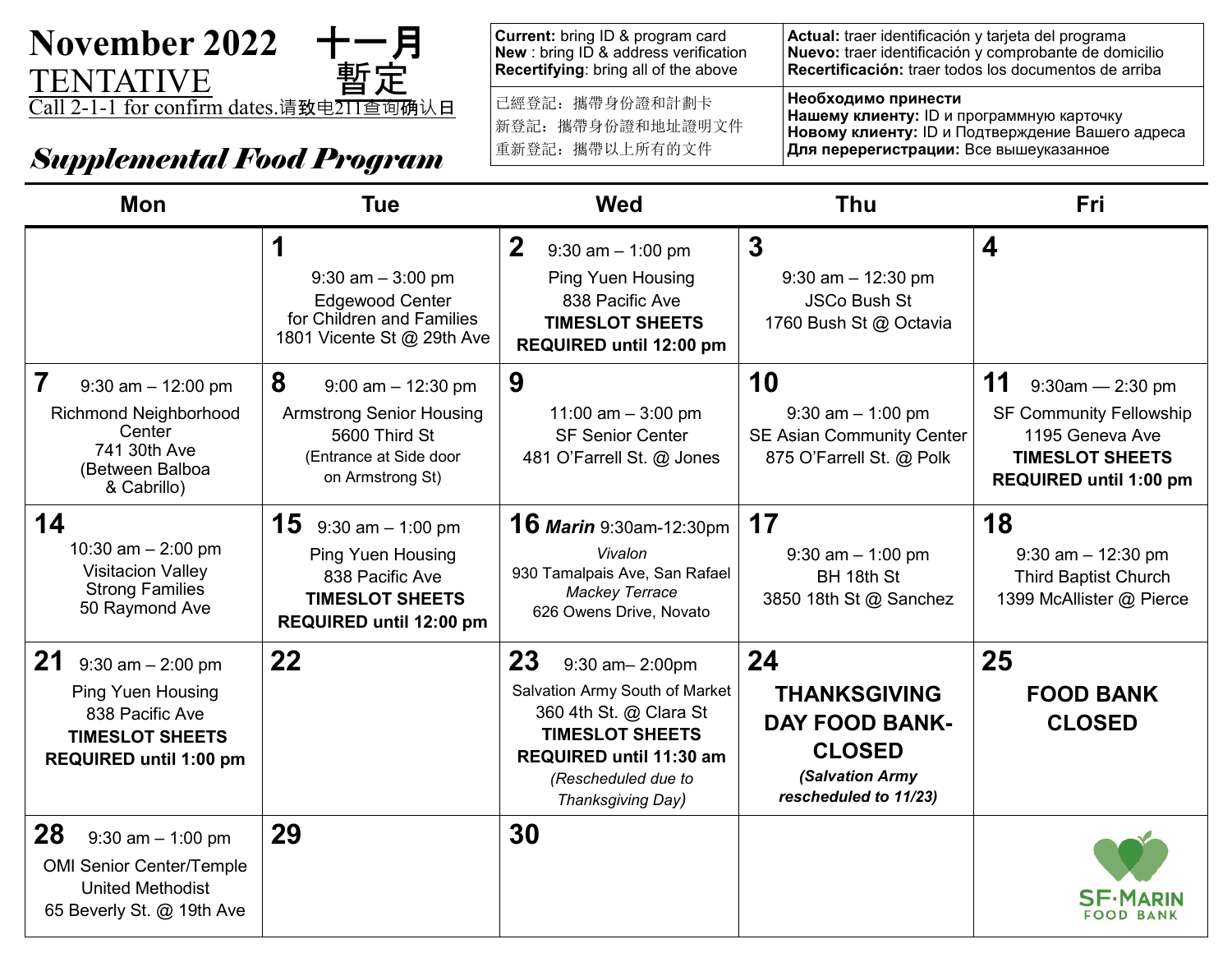# November 2022 十一月

## TENTATIVE 暫定

Call 2-1-1 for confirm dates.请致电211查询确认日

## *Supplemental Food Program*

| | |
|---|---|
| **Current:** bring ID & program card<br>**New** : bring ID & address verification<br>**Recertifying**: bring all of the above | **Actual:** traer identificación y tarjeta del programa<br>**Nuevo:** traer identificación y comprobante de domicilio<br>**Recertificación:** traer todos los documentos de arriba |
| 已經登記：攜帶身份證和計劃卡<br>新登記：攜帶身份證和地址證明文件<br>重新登記：攜帶以上所有的文件 | **Необходимо принести**<br>**Нашему клиенту:** ID и программную карточку<br>**Новому клиенту:** ID и Подтверждение Вашего адреса<br>**Для перерегистрации:** Все вышеуказанное |

| Mon | Tue | Wed | Thu | Fri |
|---|---|---|---|---|
| | **1**<br>9:30 am – 3:00 pm<br>Edgewood Center for Children and Families<br>1801 Vicente St @ 29th Ave | **2** 9:30 am – 1:00 pm<br>Ping Yuen Housing<br>838 Pacific Ave<br>**TIMESLOT SHEETS REQUIRED until 12:00 pm** | **3**<br>9:30 am – 12:30 pm<br>JSCo Bush St<br>1760 Bush St @ Octavia | **4** |
| **7** 9:30 am – 12:00 pm<br>Richmond Neighborhood Center<br>741 30th Ave<br>(Between Balboa & Cabrillo) | **8** 9:00 am – 12:30 pm<br>Armstrong Senior Housing<br>5600 Third St<br>(Entrance at Side door on Armstrong St) | **9**<br>11:00 am – 3:00 pm<br>SF Senior Center<br>481 O'Farrell St. @ Jones | **10**<br>9:30 am – 1:00 pm<br>SE Asian Community Center<br>875 O'Farrell St. @ Polk | **11** 9:30am — 2:30 pm<br>SF Community Fellowship<br>1195 Geneva Ave<br>**TIMESLOT SHEETS REQUIRED until 1:00 pm** |
| **14**<br>10:30 am – 2:00 pm<br>Visitacion Valley Strong Families<br>50 Raymond Ave | **15** 9:30 am – 1:00 pm<br>Ping Yuen Housing<br>838 Pacific Ave<br>**TIMESLOT SHEETS REQUIRED until 12:00 pm** | **16** ***Marin*** 9:30am-12:30pm<br>*Vivalon*<br>930 Tamalpais Ave, San Rafael<br>*Mackey Terrace*<br>626 Owens Drive, Novato | **17**<br>9:30 am – 1:00 pm<br>BH 18th St<br>3850 18th St @ Sanchez | **18**<br>9:30 am – 12:30 pm<br>Third Baptist Church<br>1399 McAllister @ Pierce |
| **21** 9:30 am – 2:00 pm<br>Ping Yuen Housing<br>838 Pacific Ave<br>**TIMESLOT SHEETS REQUIRED until 1:00 pm** | **22** | **23** 9:30 am– 2:00pm<br>Salvation Army South of Market<br>360 4th St. @ Clara St<br>**TIMESLOT SHEETS REQUIRED until 11:30 am**<br>*(Rescheduled due to Thanksgiving Day)* | **24**<br>**THANKSGIVING DAY FOOD BANK-CLOSED**<br>***(Salvation Army rescheduled to 11/23)*** | **25**<br>**FOOD BANK CLOSED** |
| **28** 9:30 am – 1:00 pm<br>OMI Senior Center/Temple United Methodist<br>65 Beverly St. @ 19th Ave | **29** | **30** | | SF·MARIN FOOD BANK |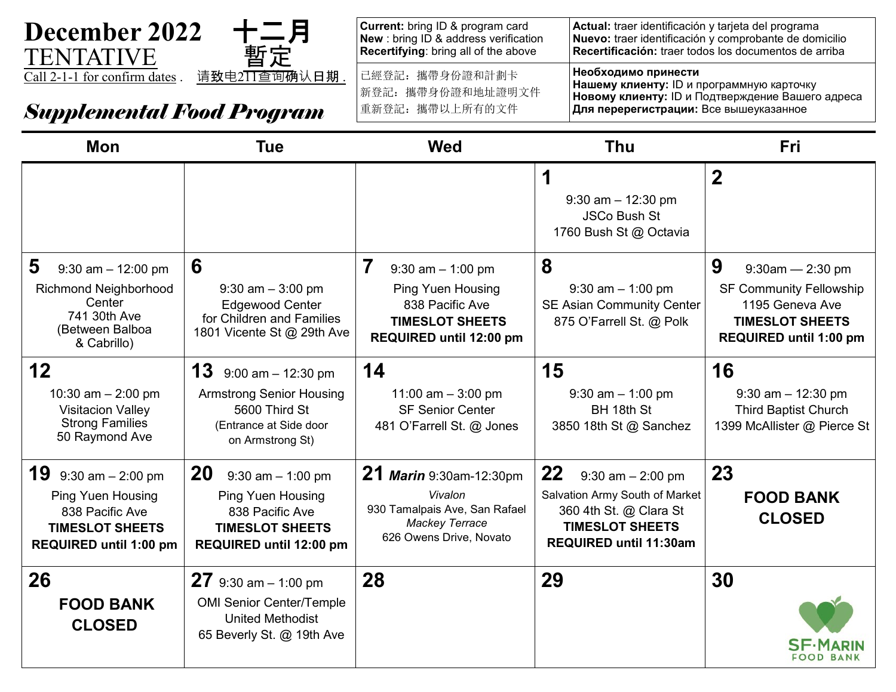# December 2022 十二月
## TENTATIVE 暫定

Call 2-1-1 for confirm dates . 请致电211查询确认日期 .

## *Supplemental Food Program*

| | |
|---|---|
| **Current:** bring ID & program card<br>**New** : bring ID & address verification<br>**Recertifying**: bring all of the above | **Actual:** traer identificación y tarjeta del programa<br>**Nuevo:** traer identificación y comprobante de domicilio<br>**Recertificación:** traer todos los documentos de arriba |
| 已經登記：攜帶身份證和計劃卡<br>新登記：攜帶身份證和地址證明文件<br>重新登記：攜帶以上所有的文件 | **Необходимо принести**<br>**Нашему клиенту:** ID и программную карточку<br>**Новому клиенту:** ID и Подтверждение Вашего адреса<br>**Для перерегистрации:** Все вышеуказанное |

| Mon | Tue | Wed | Thu | Fri |
|---|---|---|---|---|
| | | | **1**<br>9:30 am – 12:30 pm<br>JSCo Bush St<br>1760 Bush St @ Octavia | **2** |
| **5** 9:30 am – 12:00 pm<br>Richmond Neighborhood Center<br>741 30th Ave<br>(Between Balboa & Cabrillo) | **6**<br>9:30 am – 3:00 pm<br>Edgewood Center for Children and Families<br>1801 Vicente St @ 29th Ave | **7** 9:30 am – 1:00 pm<br>Ping Yuen Housing<br>838 Pacific Ave<br>**TIMESLOT SHEETS REQUIRED until 12:00 pm** | **8**<br>9:30 am – 1:00 pm<br>SE Asian Community Center<br>875 O'Farrell St. @ Polk | **9** 9:30am — 2:30 pm<br>SF Community Fellowship<br>1195 Geneva Ave<br>**TIMESLOT SHEETS REQUIRED until 1:00 pm** |
| **12**<br>10:30 am – 2:00 pm<br>Visitacion Valley Strong Families<br>50 Raymond Ave | **13** 9:00 am – 12:30 pm<br>Armstrong Senior Housing<br>5600 Third St<br>(Entrance at Side door on Armstrong St) | **14**<br>11:00 am – 3:00 pm<br>SF Senior Center<br>481 O'Farrell St. @ Jones | **15**<br>9:30 am – 1:00 pm<br>BH 18th St<br>3850 18th St @ Sanchez | **16**<br>9:30 am – 12:30 pm<br>Third Baptist Church<br>1399 McAllister @ Pierce St |
| **19** 9:30 am – 2:00 pm<br>Ping Yuen Housing<br>838 Pacific Ave<br>**TIMESLOT SHEETS REQUIRED until 1:00 pm** | **20** 9:30 am – 1:00 pm<br>Ping Yuen Housing<br>838 Pacific Ave<br>**TIMESLOT SHEETS REQUIRED until 12:00 pm** | **21** ***Marin*** 9:30am-12:30pm<br>*Vivalon*<br>930 Tamalpais Ave, San Rafael<br>*Mackey Terrace*<br>626 Owens Drive, Novato | **22** 9:30 am – 2:00 pm<br>Salvation Army South of Market<br>360 4th St. @ Clara St<br>**TIMESLOT SHEETS REQUIRED until 11:30am** | **23**<br>**FOOD BANK CLOSED** |
| **26**<br>**FOOD BANK CLOSED** | **27** 9:30 am – 1:00 pm<br>OMI Senior Center/Temple United Methodist<br>65 Beverly St. @ 19th Ave | **28** | **29** | **30**<br>SF·MARIN FOOD BANK |